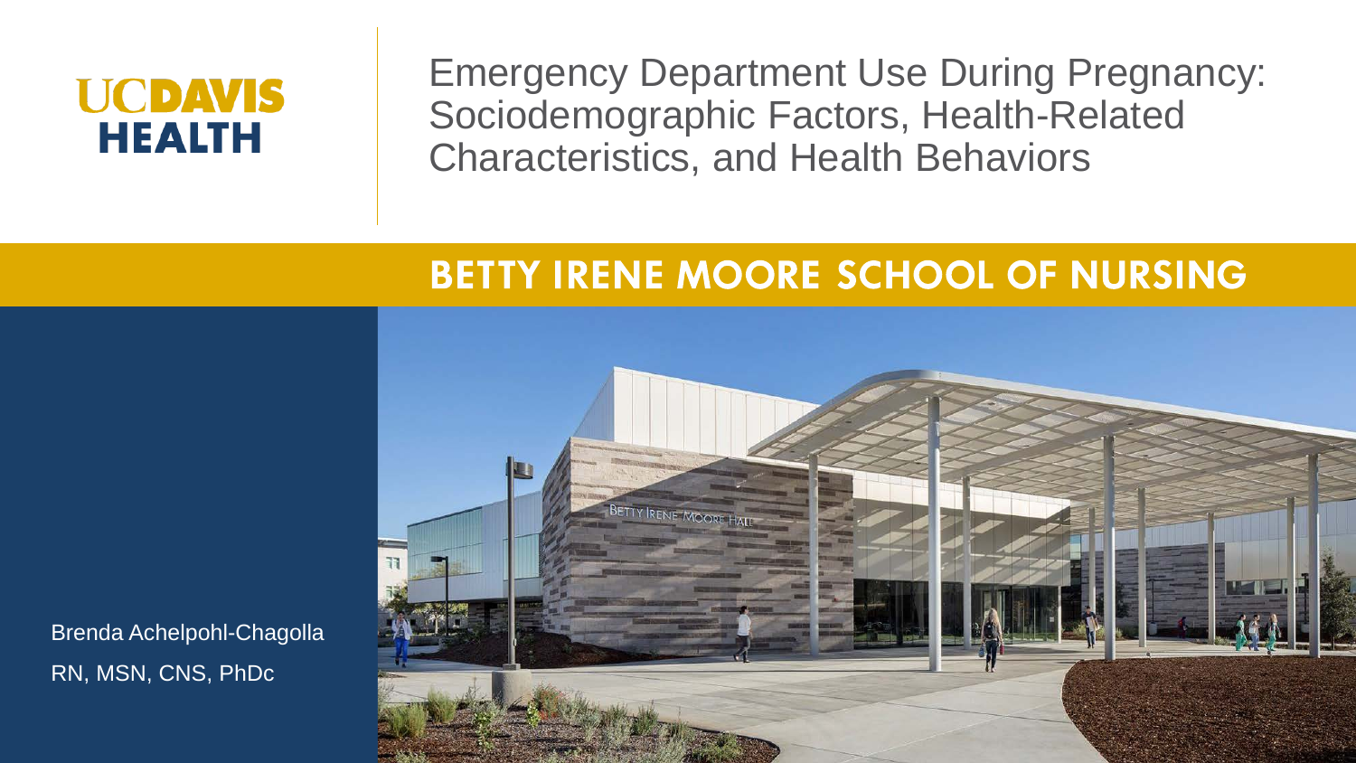UC DAVIS HEALTH

# Emergency Department Use During Pregnancy: Sociodemographic Factors, Health-Related Characteristics, and Health Behaviors

## BETTY IRENE MOORE SCHOOL OF NURSING

Brenda Achelpohl-Chagolla

RN, MSN, CNS, PhDc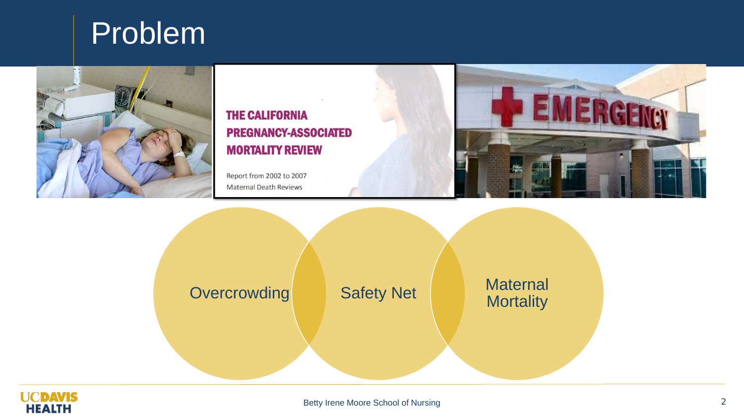# Problem

THE CALIFORNIA PREGNANCY-ASSOCIATED MORTALITY REVIEW

Report from 2002 to 2007 Maternal Death Reviews

EMERGENCY

Overcrowding

Safety Net

Maternal Mortality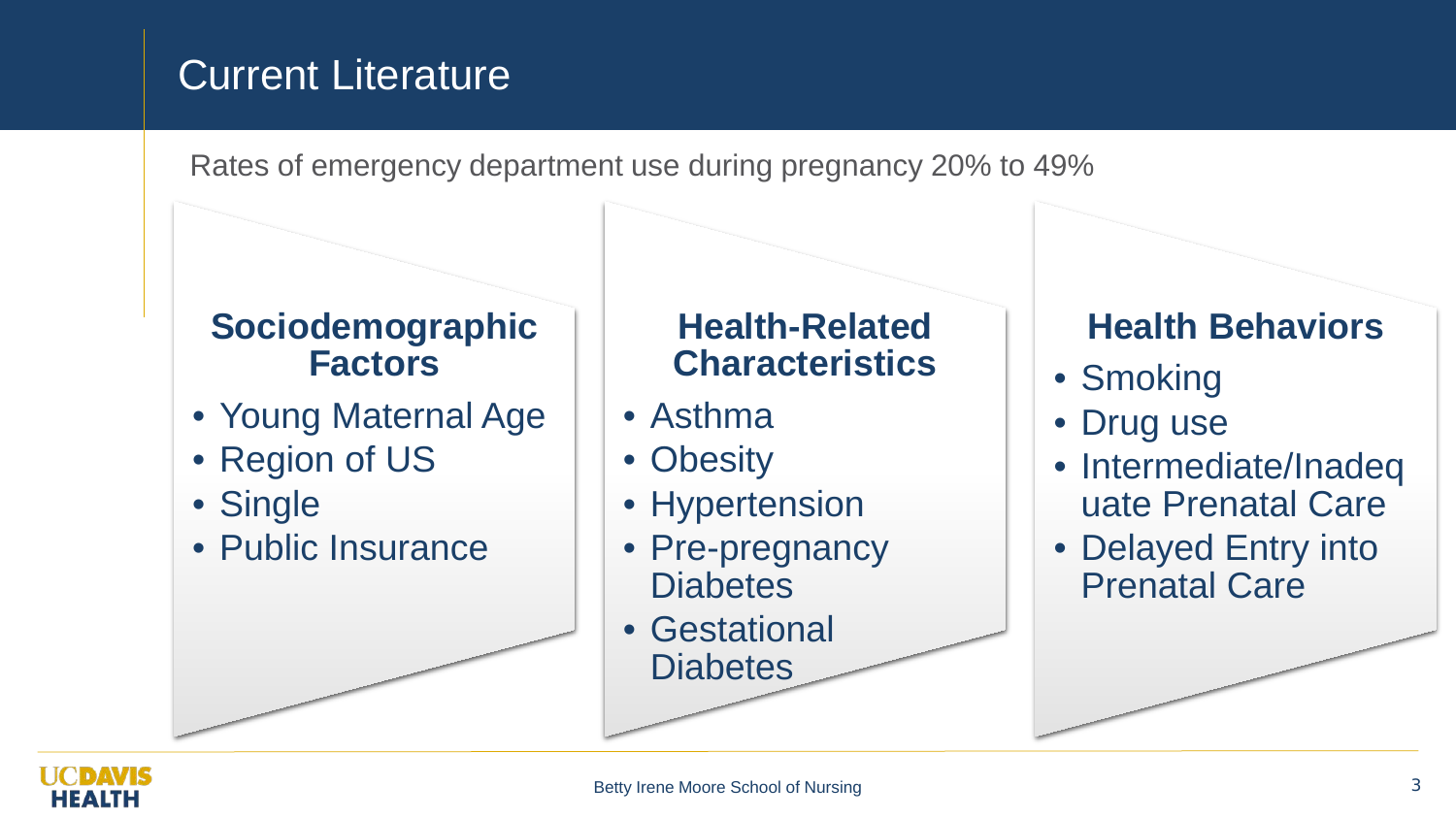# Current Literature

Rates of emergency department use during pregnancy 20% to 49%

### Sociodemographic Factors

- Young Maternal Age
- Region of US
- Single
- Public Insurance

### Health-Related Characteristics

- Asthma
- Obesity
- Hypertension
- Pre-pregnancy Diabetes
- Gestational Diabetes

### Health Behaviors

- Smoking
- Drug use
- Intermediate/Inadequate Prenatal Care
- Delayed Entry into Prenatal Care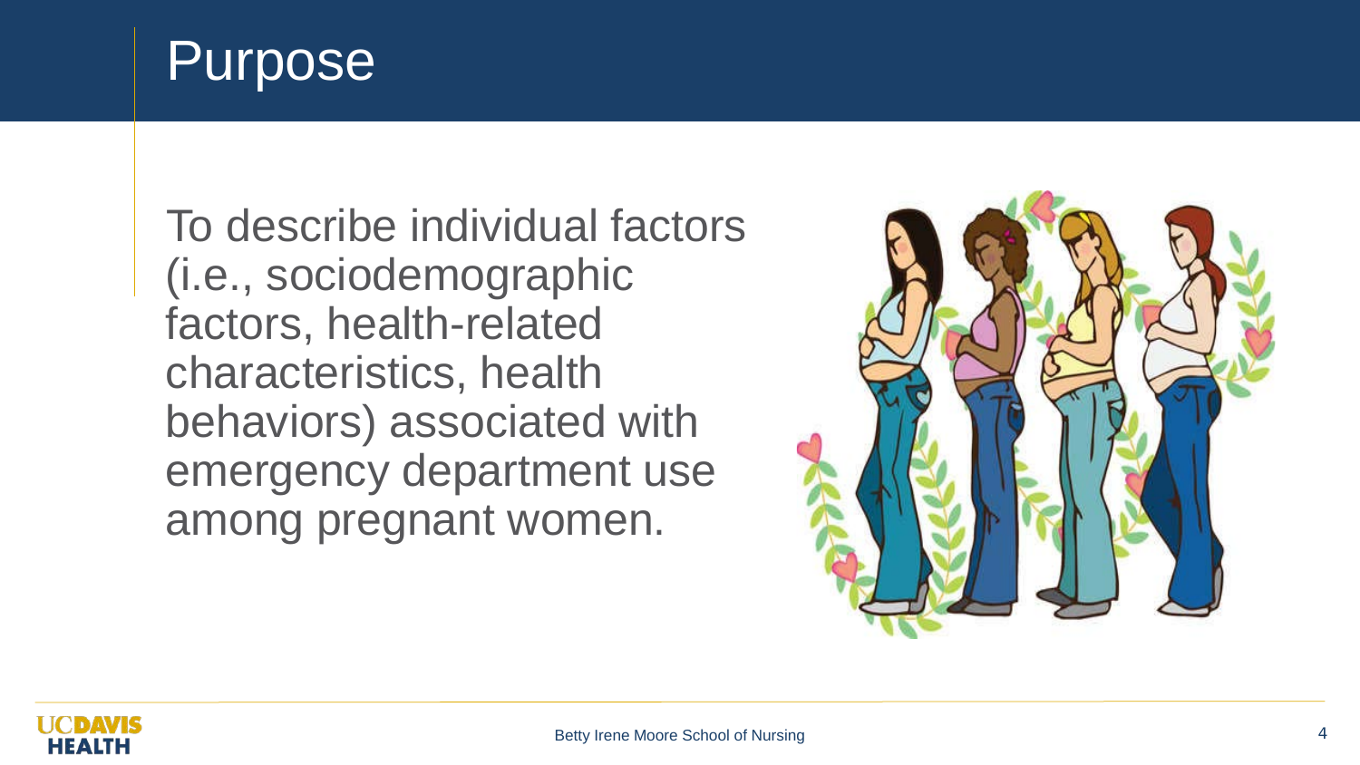# Purpose

To describe individual factors (i.e., sociodemographic factors, health-related characteristics, health behaviors) associated with emergency department use among pregnant women.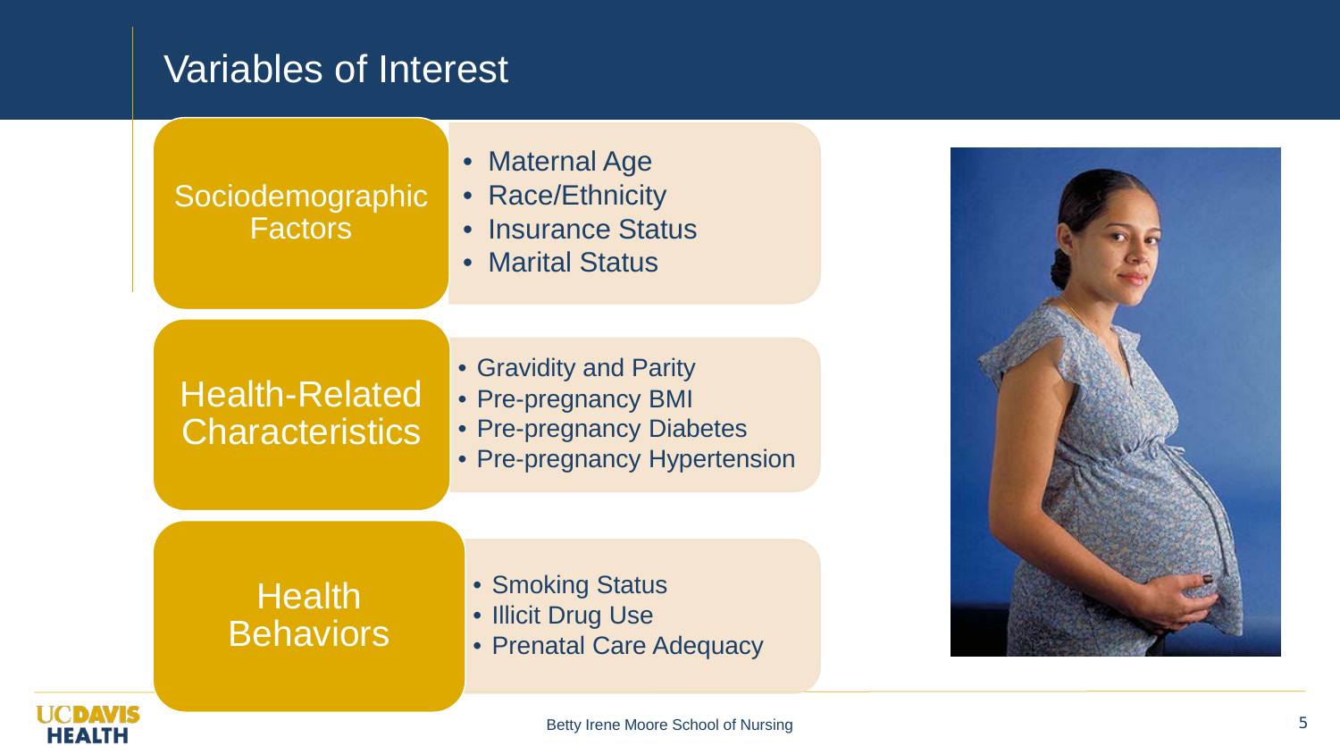# Variables of Interest

## Sociodemographic Factors

- Maternal Age
- Race/Ethnicity
- Insurance Status
- Marital Status

## Health-Related Characteristics

- Gravidity and Parity
- Pre-pregnancy BMI
- Pre-pregnancy Diabetes
- Pre-pregnancy Hypertension

## Health Behaviors

- Smoking Status
- Illicit Drug Use
- Prenatal Care Adequacy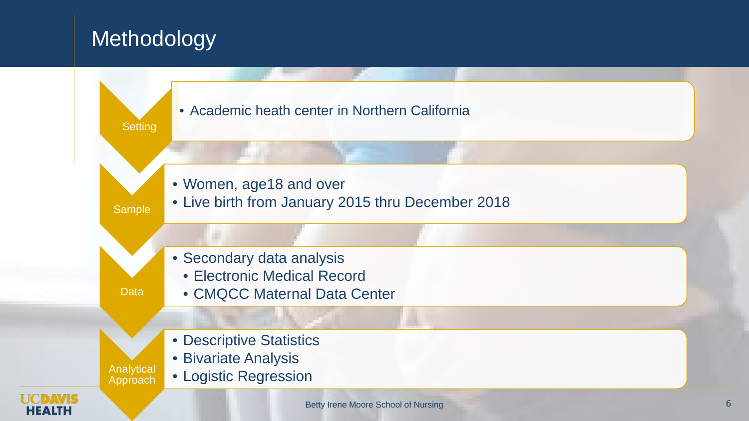# Methodology

**Setting**

- Academic heath center in Northern California

**Sample**

- Women, age18 and over
- Live birth from January 2015 thru December 2018

**Data**

- Secondary data analysis
  - Electronic Medical Record
  - CMQCC Maternal Data Center

**Analytical Approach**

- Descriptive Statistics
- Bivariate Analysis
- Logistic Regression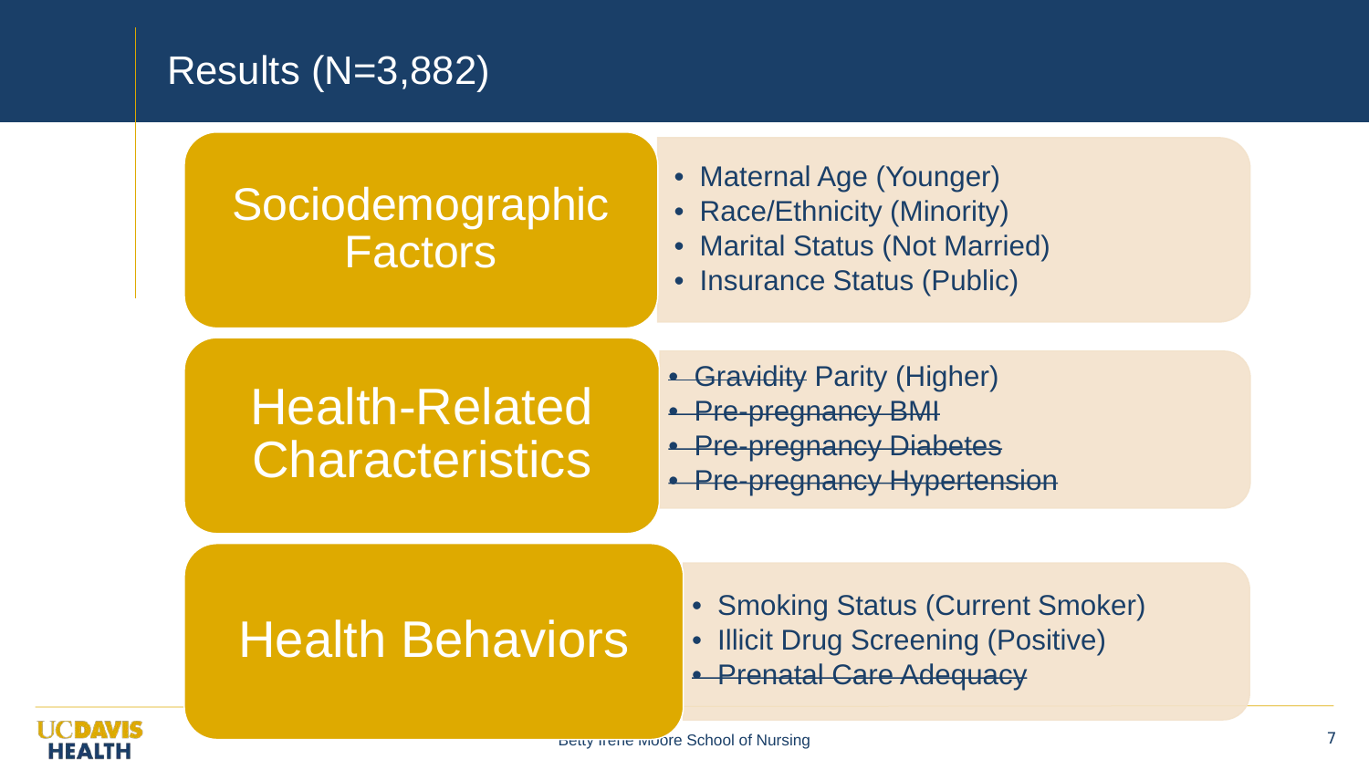# Results (N=3,882)

## Sociodemographic Factors

- Maternal Age (Younger)
- Race/Ethnicity (Minority)
- Marital Status (Not Married)
- Insurance Status (Public)

## Health-Related Characteristics

- ~~Gravidity~~ Parity (Higher)
- ~~Pre-pregnancy BMI~~
- ~~Pre-pregnancy Diabetes~~
- ~~Pre-pregnancy Hypertension~~

## Health Behaviors

- Smoking Status (Current Smoker)
- Illicit Drug Screening (Positive)
- ~~Prenatal Care Adequacy~~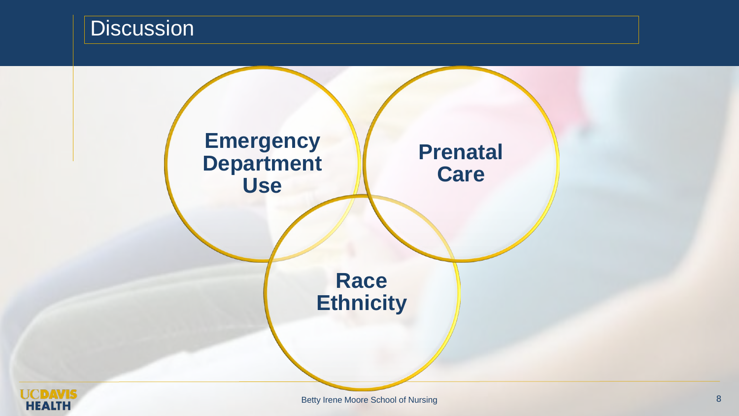# Discussion

- Emergency Department Use
- Prenatal Care
- Race Ethnicity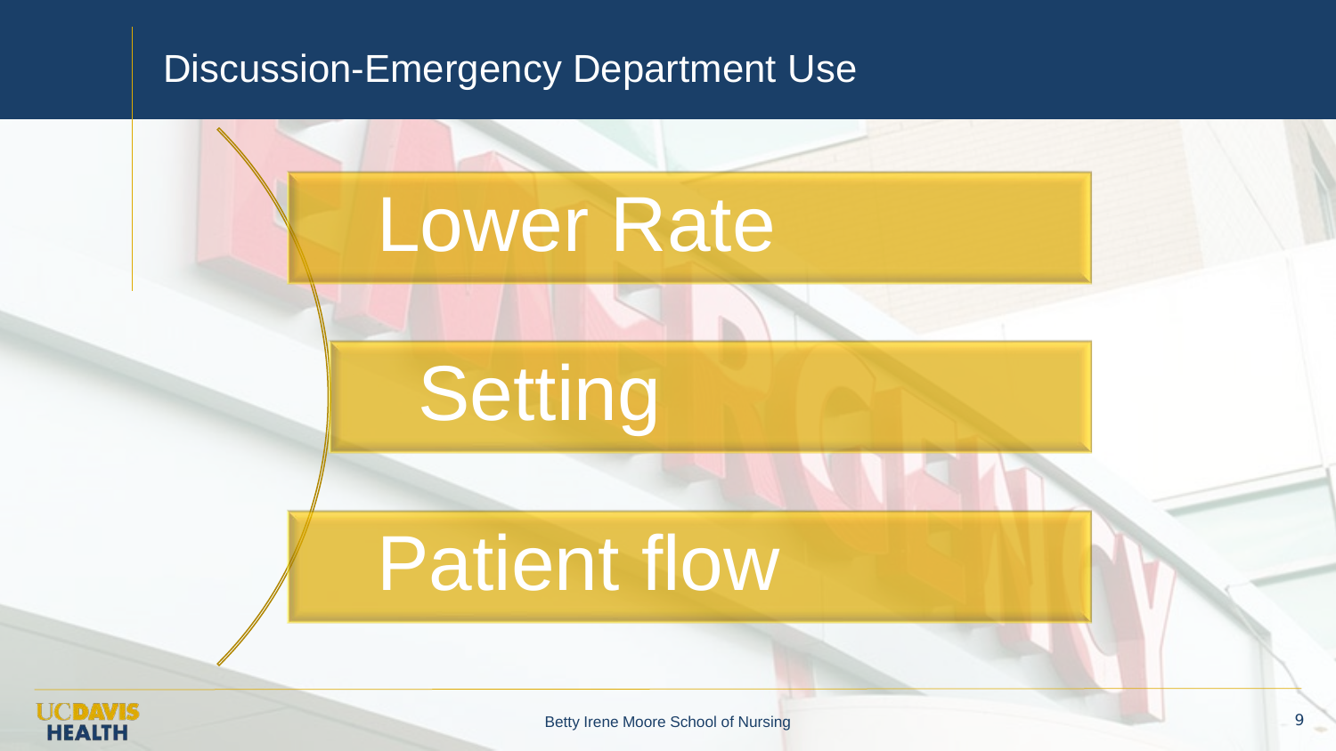# Discussion-Emergency Department Use

- Lower Rate
- Setting
- Patient flow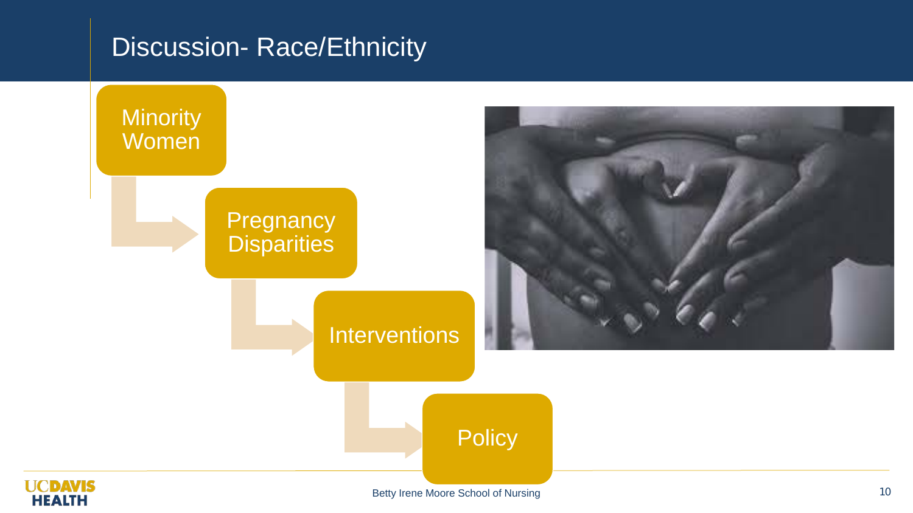# Discussion- Race/Ethnicity

- Minority Women
- Pregnancy Disparities
- Interventions
- Policy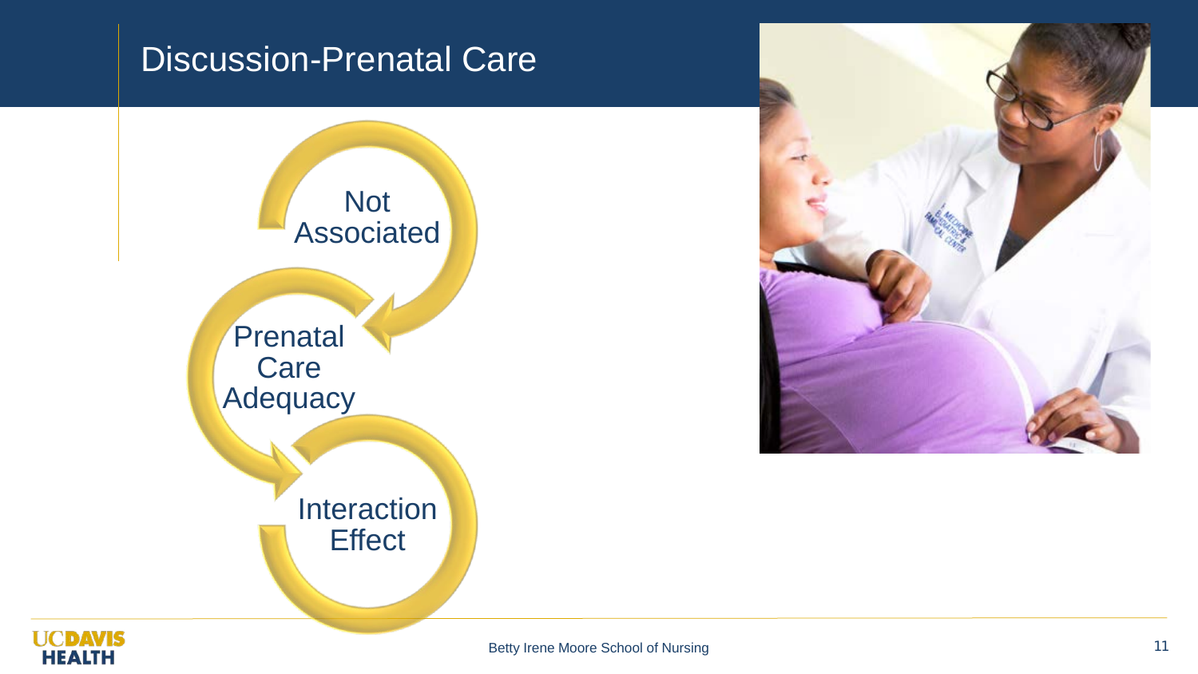# Discussion-Prenatal Care

- Not Associated
- Prenatal Care Adequacy
- Interaction Effect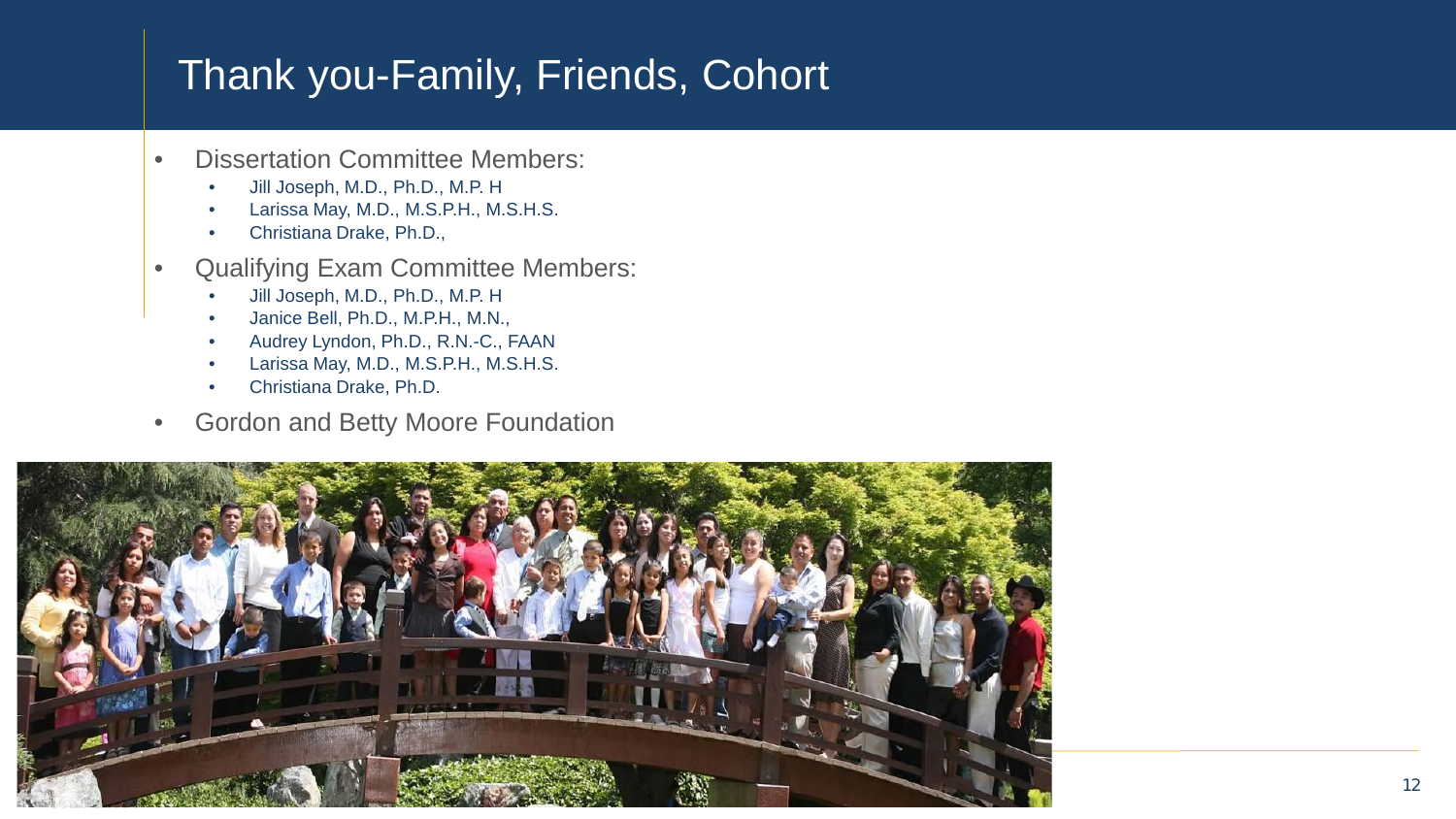# Thank you-Family, Friends, Cohort

- Dissertation Committee Members:
  - Jill Joseph, M.D., Ph.D., M.P. H
  - Larissa May, M.D., M.S.P.H., M.S.H.S.
  - Christiana Drake, Ph.D.,
- Qualifying Exam Committee Members:
  - Jill Joseph, M.D., Ph.D., M.P. H
  - Janice Bell, Ph.D., M.P.H., M.N.,
  - Audrey Lyndon, Ph.D., R.N.-C., FAAN
  - Larissa May, M.D., M.S.P.H., M.S.H.S.
  - Christiana Drake, Ph.D.
- Gordon and Betty Moore Foundation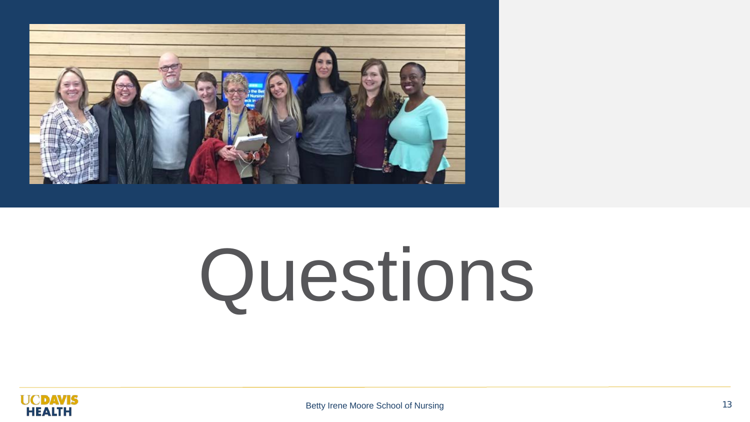# Questions